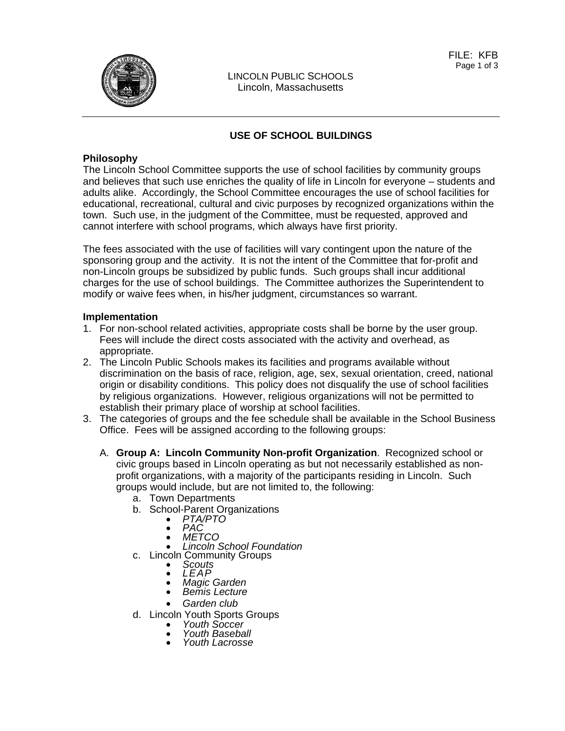FILE: KFB

LINCOLN PUBLIC SCHOOLS
Lincoln, Massachusetts

## USE OF SCHOOL BUILDINGS

**Philosophy**

The Lincoln School Committee supports the use of school facilities by community groups and believes that such use enriches the quality of life in Lincoln for everyone – students and adults alike. Accordingly, the School Committee encourages the use of school facilities for educational, recreational, cultural and civic purposes by recognized organizations within the town. Such use, in the judgment of the Committee, must be requested, approved and cannot interfere with school programs, which always have first priority.

The fees associated with the use of facilities will vary contingent upon the nature of the sponsoring group and the activity. It is not the intent of the Committee that for-profit and non-Lincoln groups be subsidized by public funds. Such groups shall incur additional charges for the use of school buildings. The Committee authorizes the Superintendent to modify or waive fees when, in his/her judgment, circumstances so warrant.

**Implementation**

1. For non-school related activities, appropriate costs shall be borne by the user group. Fees will include the direct costs associated with the activity and overhead, as appropriate.
2. The Lincoln Public Schools makes its facilities and programs available without discrimination on the basis of race, religion, age, sex, sexual orientation, creed, national origin or disability conditions. This policy does not disqualify the use of school facilities by religious organizations. However, religious organizations will not be permitted to establish their primary place of worship at school facilities.
3. The categories of groups and the fee schedule shall be available in the School Business Office. Fees will be assigned according to the following groups:

   A. **Group A: Lincoln Community Non-profit Organization**. Recognized school or civic groups based in Lincoln operating as but not necessarily established as non-profit organizations, with a majority of the participants residing in Lincoln. Such groups would include, but are not limited to, the following:

      a. Town Departments
      b. School-Parent Organizations
         - *PTA/PTO*
         - *PAC*
         - *METCO*
         - *Lincoln School Foundation*
      c. Lincoln Community Groups
         - *Scouts*
         - *LEAP*
         - *Magic Garden*
         - *Bemis Lecture*
         - *Garden club*
      d. Lincoln Youth Sports Groups
         - *Youth Soccer*
         - *Youth Baseball*
         - *Youth Lacrosse*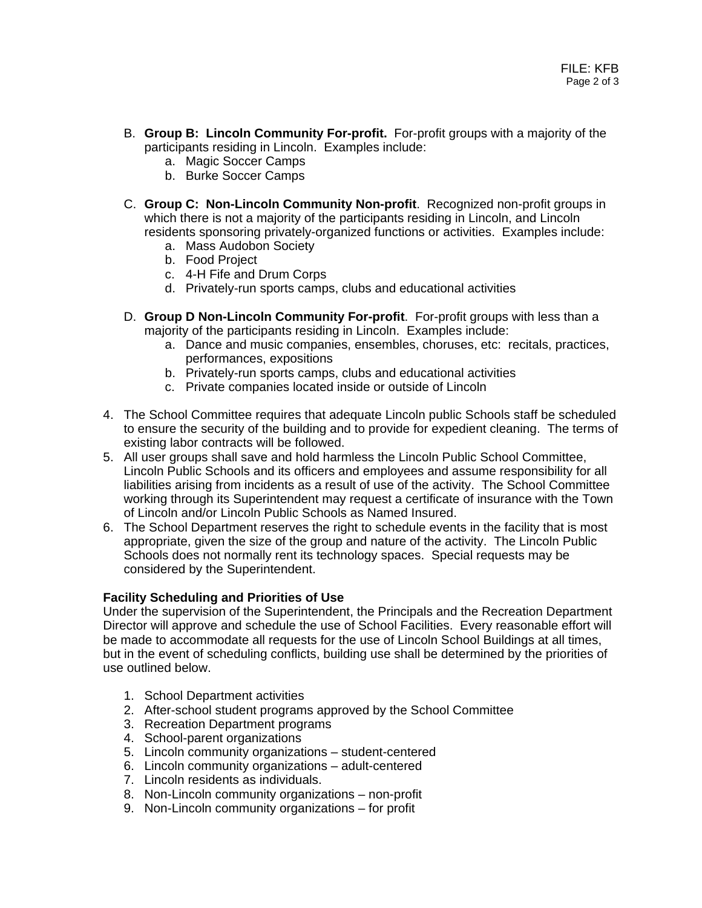B. **Group B: Lincoln Community For-profit.** For-profit groups with a majority of the participants residing in Lincoln. Examples include:
   a. Magic Soccer Camps
   b. Burke Soccer Camps

C. **Group C: Non-Lincoln Community Non-profit**. Recognized non-profit groups in which there is not a majority of the participants residing in Lincoln, and Lincoln residents sponsoring privately-organized functions or activities. Examples include:
   a. Mass Audobon Society
   b. Food Project
   c. 4-H Fife and Drum Corps
   d. Privately-run sports camps, clubs and educational activities

D. **Group D Non-Lincoln Community For-profit**. For-profit groups with less than a majority of the participants residing in Lincoln. Examples include:
   a. Dance and music companies, ensembles, choruses, etc: recitals, practices, performances, expositions
   b. Privately-run sports camps, clubs and educational activities
   c. Private companies located inside or outside of Lincoln

4. The School Committee requires that adequate Lincoln public Schools staff be scheduled to ensure the security of the building and to provide for expedient cleaning. The terms of existing labor contracts will be followed.
5. All user groups shall save and hold harmless the Lincoln Public School Committee, Lincoln Public Schools and its officers and employees and assume responsibility for all liabilities arising from incidents as a result of use of the activity. The School Committee working through its Superintendent may request a certificate of insurance with the Town of Lincoln and/or Lincoln Public Schools as Named Insured.
6. The School Department reserves the right to schedule events in the facility that is most appropriate, given the size of the group and nature of the activity. The Lincoln Public Schools does not normally rent its technology spaces. Special requests may be considered by the Superintendent.

**Facility Scheduling and Priorities of Use**

Under the supervision of the Superintendent, the Principals and the Recreation Department Director will approve and schedule the use of School Facilities. Every reasonable effort will be made to accommodate all requests for the use of Lincoln School Buildings at all times, but in the event of scheduling conflicts, building use shall be determined by the priorities of use outlined below.

1. School Department activities
2. After-school student programs approved by the School Committee
3. Recreation Department programs
4. School-parent organizations
5. Lincoln community organizations – student-centered
6. Lincoln community organizations – adult-centered
7. Lincoln residents as individuals.
8. Non-Lincoln community organizations – non-profit
9. Non-Lincoln community organizations – for profit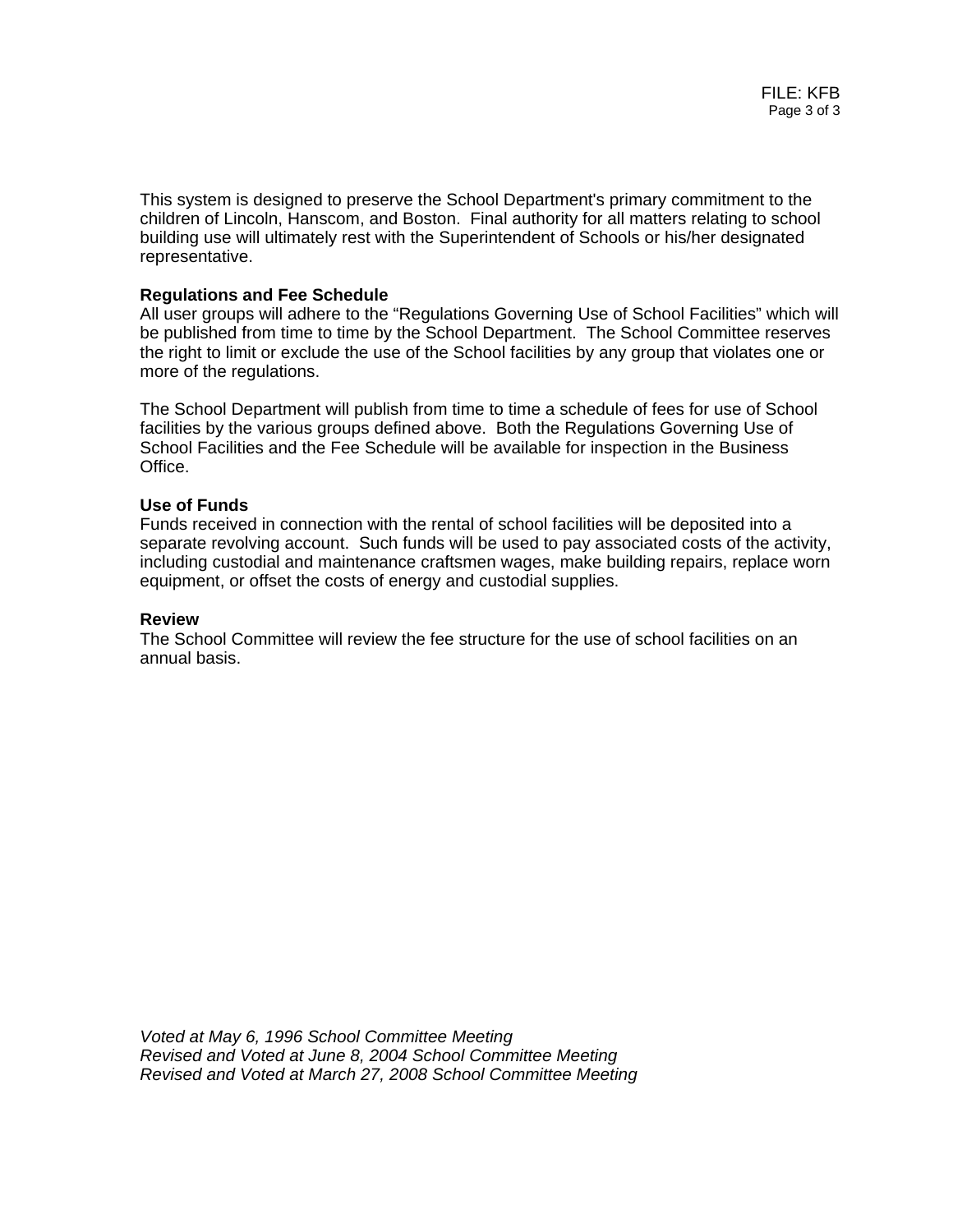This system is designed to preserve the School Department's primary commitment to the children of Lincoln, Hanscom, and Boston. Final authority for all matters relating to school building use will ultimately rest with the Superintendent of Schools or his/her designated representative.

**Regulations and Fee Schedule**

All user groups will adhere to the "Regulations Governing Use of School Facilities" which will be published from time to time by the School Department. The School Committee reserves the right to limit or exclude the use of the School facilities by any group that violates one or more of the regulations.

The School Department will publish from time to time a schedule of fees for use of School facilities by the various groups defined above. Both the Regulations Governing Use of School Facilities and the Fee Schedule will be available for inspection in the Business Office.

**Use of Funds**

Funds received in connection with the rental of school facilities will be deposited into a separate revolving account. Such funds will be used to pay associated costs of the activity, including custodial and maintenance craftsmen wages, make building repairs, replace worn equipment, or offset the costs of energy and custodial supplies.

**Review**

The School Committee will review the fee structure for the use of school facilities on an annual basis.

*Voted at May 6, 1996 School Committee Meeting*
*Revised and Voted at June 8, 2004 School Committee Meeting*
*Revised and Voted at March 27, 2008 School Committee Meeting*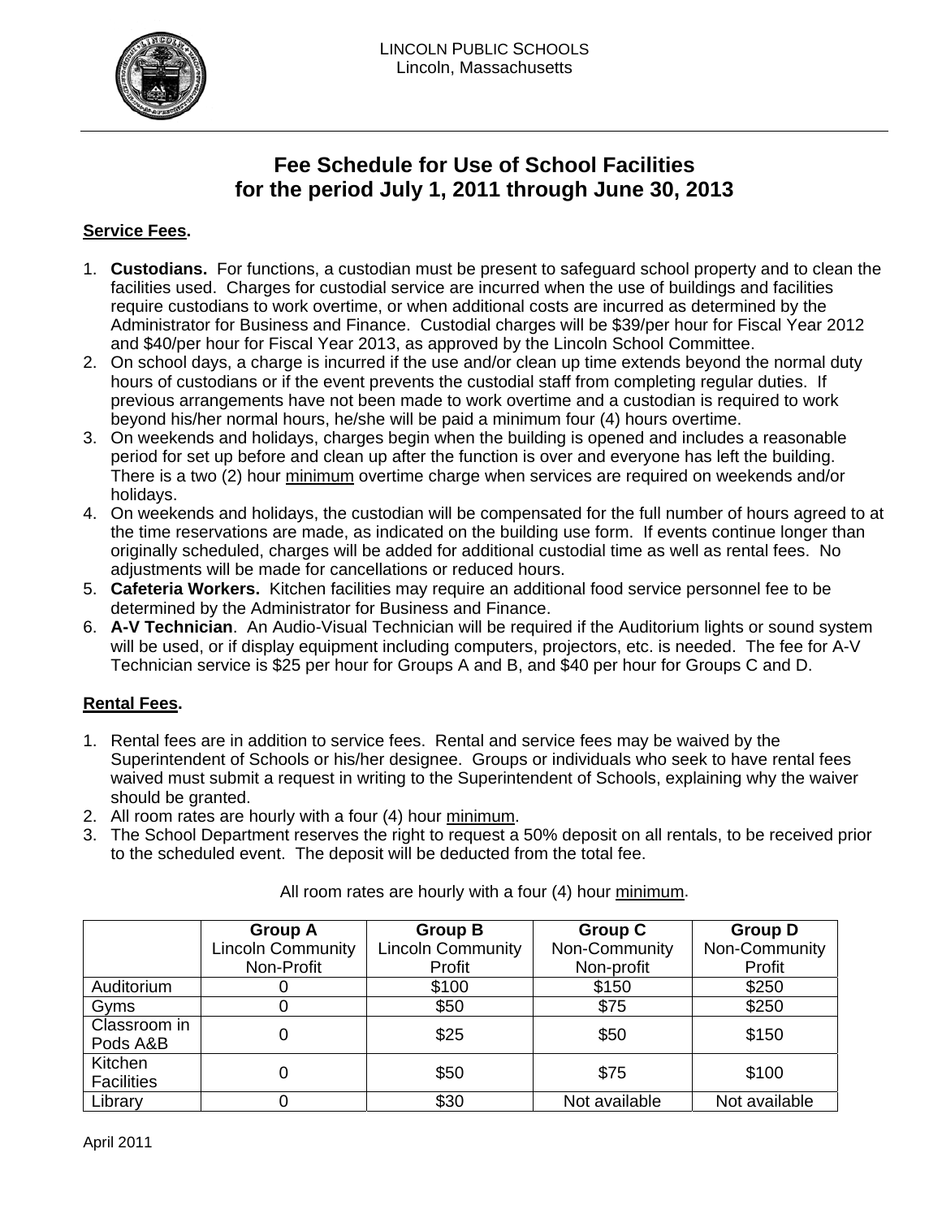LINCOLN PUBLIC SCHOOLS
Lincoln, Massachusetts

# Fee Schedule for Use of School Facilities for the period July 1, 2011 through June 30, 2013

## Service Fees.

1. **Custodians.** For functions, a custodian must be present to safeguard school property and to clean the facilities used. Charges for custodial service are incurred when the use of buildings and facilities require custodians to work overtime, or when additional costs are incurred as determined by the Administrator for Business and Finance. Custodial charges will be $39/per hour for Fiscal Year 2012 and $40/per hour for Fiscal Year 2013, as approved by the Lincoln School Committee.
2. On school days, a charge is incurred if the use and/or clean up time extends beyond the normal duty hours of custodians or if the event prevents the custodial staff from completing regular duties. If previous arrangements have not been made to work overtime and a custodian is required to work beyond his/her normal hours, he/she will be paid a minimum four (4) hours overtime.
3. On weekends and holidays, charges begin when the building is opened and includes a reasonable period for set up before and clean up after the function is over and everyone has left the building. There is a two (2) hour minimum overtime charge when services are required on weekends and/or holidays.
4. On weekends and holidays, the custodian will be compensated for the full number of hours agreed to at the time reservations are made, as indicated on the building use form. If events continue longer than originally scheduled, charges will be added for additional custodial time as well as rental fees. No adjustments will be made for cancellations or reduced hours.
5. **Cafeteria Workers.** Kitchen facilities may require an additional food service personnel fee to be determined by the Administrator for Business and Finance.
6. **A-V Technician**. An Audio-Visual Technician will be required if the Auditorium lights or sound system will be used, or if display equipment including computers, projectors, etc. is needed. The fee for A-V Technician service is $25 per hour for Groups A and B, and $40 per hour for Groups C and D.

## Rental Fees.

1. Rental fees are in addition to service fees. Rental and service fees may be waived by the Superintendent of Schools or his/her designee. Groups or individuals who seek to have rental fees waived must submit a request in writing to the Superintendent of Schools, explaining why the waiver should be granted.
2. All room rates are hourly with a four (4) hour minimum.
3. The School Department reserves the right to request a 50% deposit on all rentals, to be received prior to the scheduled event. The deposit will be deducted from the total fee.

All room rates are hourly with a four (4) hour minimum.

| | **Group A** Lincoln Community Non-Profit | **Group B** Lincoln Community Profit | **Group C** Non-Community Non-profit | **Group D** Non-Community Profit |
|---|---|---|---|---|
| Auditorium | 0 | $100 | $150 | $250 |
| Gyms | 0 | $50 | $75 | $250 |
| Classroom in Pods A&B | 0 | $25 | $50 | $150 |
| Kitchen Facilities | 0 | $50 | $75 | $100 |
| Library | 0 | $30 | Not available | Not available |

April 2011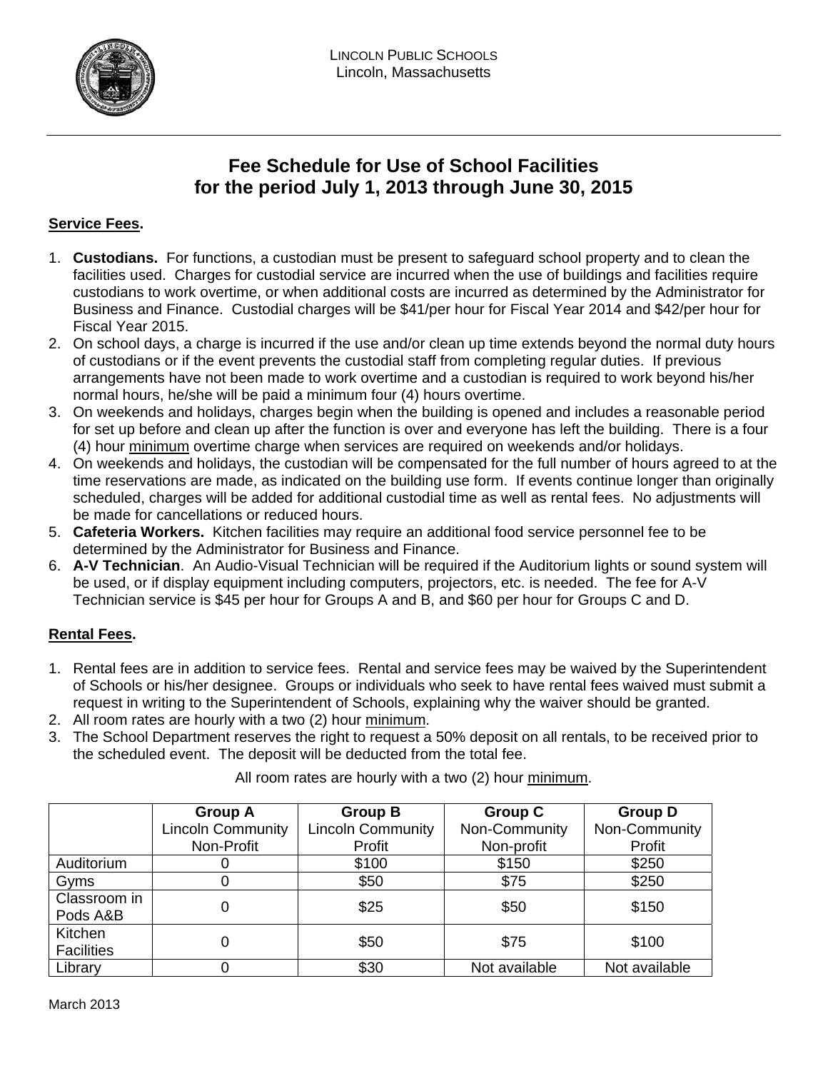LINCOLN PUBLIC SCHOOLS
Lincoln, Massachusetts

# Fee Schedule for Use of School Facilities for the period July 1, 2013 through June 30, 2015

## Service Fees.

1. **Custodians.** For functions, a custodian must be present to safeguard school property and to clean the facilities used. Charges for custodial service are incurred when the use of buildings and facilities require custodians to work overtime, or when additional costs are incurred as determined by the Administrator for Business and Finance. Custodial charges will be $41/per hour for Fiscal Year 2014 and $42/per hour for Fiscal Year 2015.
2. On school days, a charge is incurred if the use and/or clean up time extends beyond the normal duty hours of custodians or if the event prevents the custodial staff from completing regular duties. If previous arrangements have not been made to work overtime and a custodian is required to work beyond his/her normal hours, he/she will be paid a minimum four (4) hours overtime.
3. On weekends and holidays, charges begin when the building is opened and includes a reasonable period for set up before and clean up after the function is over and everyone has left the building. There is a four (4) hour minimum overtime charge when services are required on weekends and/or holidays.
4. On weekends and holidays, the custodian will be compensated for the full number of hours agreed to at the time reservations are made, as indicated on the building use form. If events continue longer than originally scheduled, charges will be added for additional custodial time as well as rental fees. No adjustments will be made for cancellations or reduced hours.
5. **Cafeteria Workers.** Kitchen facilities may require an additional food service personnel fee to be determined by the Administrator for Business and Finance.
6. **A-V Technician**. An Audio-Visual Technician will be required if the Auditorium lights or sound system will be used, or if display equipment including computers, projectors, etc. is needed. The fee for A-V Technician service is $45 per hour for Groups A and B, and $60 per hour for Groups C and D.

## Rental Fees.

1. Rental fees are in addition to service fees. Rental and service fees may be waived by the Superintendent of Schools or his/her designee. Groups or individuals who seek to have rental fees waived must submit a request in writing to the Superintendent of Schools, explaining why the waiver should be granted.
2. All room rates are hourly with a two (2) hour minimum.
3. The School Department reserves the right to request a 50% deposit on all rentals, to be received prior to the scheduled event. The deposit will be deducted from the total fee.

All room rates are hourly with a two (2) hour minimum.

| | Group A Lincoln Community Non-Profit | Group B Lincoln Community Profit | Group C Non-Community Non-profit | Group D Non-Community Profit |
|---|---|---|---|---|
| Auditorium | 0 | $100 | $150 | $250 |
| Gyms | 0 | $50 | $75 | $250 |
| Classroom in Pods A&B | 0 | $25 | $50 | $150 |
| Kitchen Facilities | 0 | $50 | $75 | $100 |
| Library | 0 | $30 | Not available | Not available |

March 2013